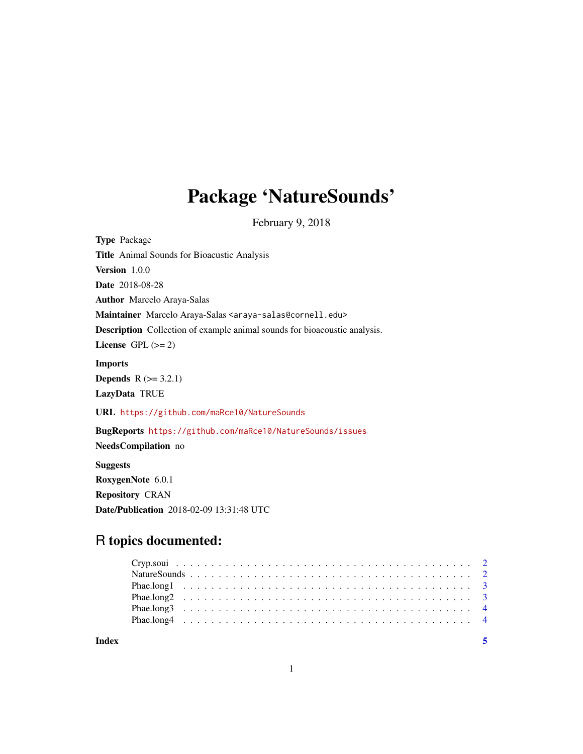# Package 'NatureSounds'

February 9, 2018

**Type** Package

**Title** Animal Sounds for Bioacustic Analysis

**Version** 1.0.0

**Date** 2018-08-28

**Author** Marcelo Araya-Salas

**Maintainer** Marcelo Araya-Salas <araya-salas@cornell.edu>

**Description** Collection of example animal sounds for bioacoustic analysis.

**License** GPL (>= 2)

**Imports**

**Depends** R (>= 3.2.1)

**LazyData** TRUE

**URL** https://github.com/maRce10/NatureSounds

**BugReports** https://github.com/maRce10/NatureSounds/issues

**NeedsCompilation** no

**Suggests**

**RoxygenNote** 6.0.1

**Repository** CRAN

**Date/Publication** 2018-02-09 13:31:48 UTC

## R topics documented:

- Cryp.soui . . . . . . . . . . . . . . . . . . . . . . . . . . . . . . . . . . . . . . . . 2
- NatureSounds . . . . . . . . . . . . . . . . . . . . . . . . . . . . . . . . . . . . . 2
- Phae.long1 . . . . . . . . . . . . . . . . . . . . . . . . . . . . . . . . . . . . . . . 3
- Phae.long2 . . . . . . . . . . . . . . . . . . . . . . . . . . . . . . . . . . . . . . . 3
- Phae.long3 . . . . . . . . . . . . . . . . . . . . . . . . . . . . . . . . . . . . . . . 4
- Phae.long4 . . . . . . . . . . . . . . . . . . . . . . . . . . . . . . . . . . . . . . . 4

**Index** 5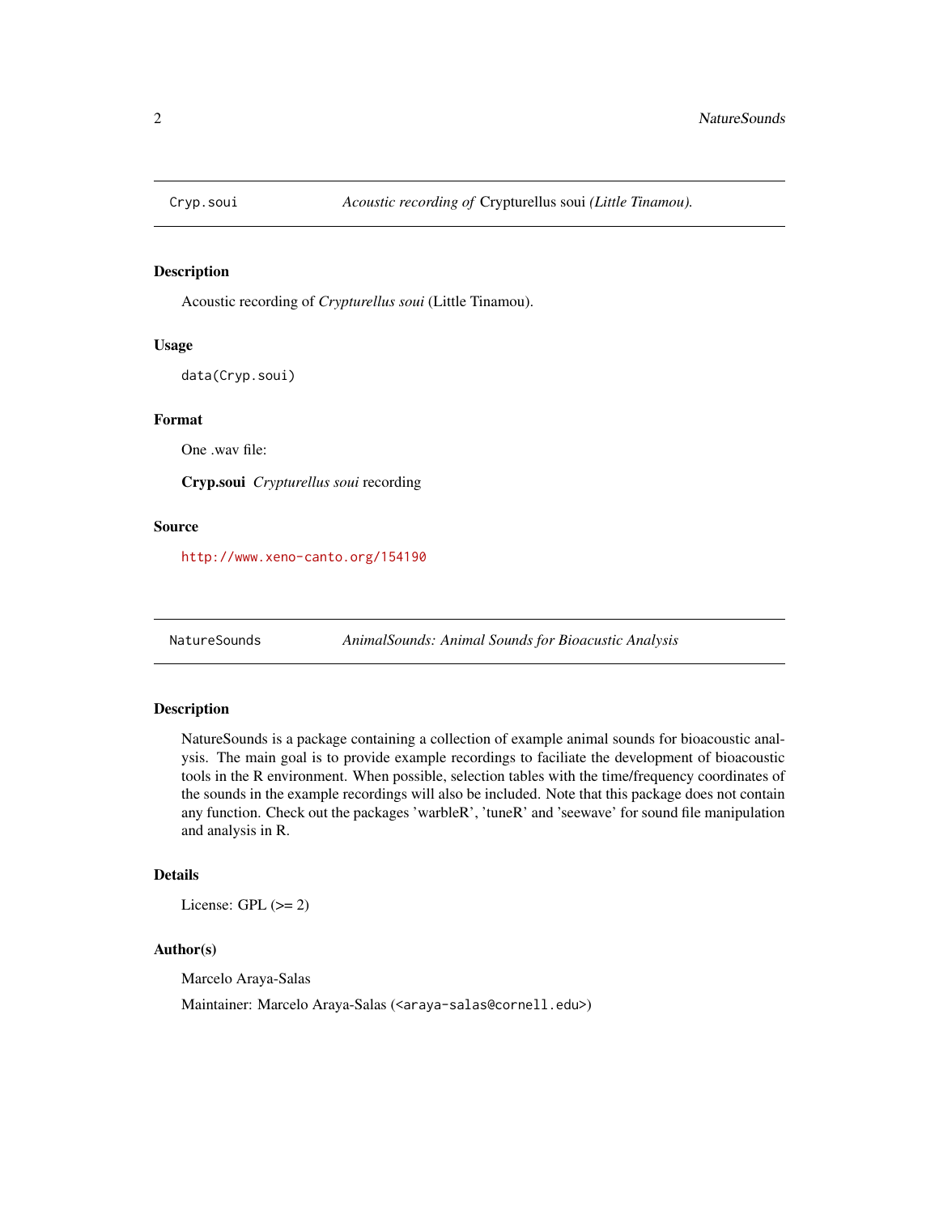## Cryp.soui — *Acoustic recording of* Crypturellus soui *(Little Tinamou).*

### Description

Acoustic recording of *Crypturellus soui* (Little Tinamou).

### Usage

```
data(Cryp.soui)
```

### Format

One .wav file:

**Cryp.soui** *Crypturellus soui* recording

### Source

http://www.xeno-canto.org/154190

## NatureSounds — *AnimalSounds: Animal Sounds for Bioacustic Analysis*

### Description

NatureSounds is a package containing a collection of example animal sounds for bioacoustic analysis. The main goal is to provide example recordings to faciliate the development of bioacoustic tools in the R environment. When possible, selection tables with the time/frequency coordinates of the sounds in the example recordings will also be included. Note that this package does not contain any function. Check out the packages 'warbleR', 'tuneR' and 'seewave' for sound file manipulation and analysis in R.

### Details

License: GPL (>= 2)

### Author(s)

Marcelo Araya-Salas

Maintainer: Marcelo Araya-Salas (<araya-salas@cornell.edu>)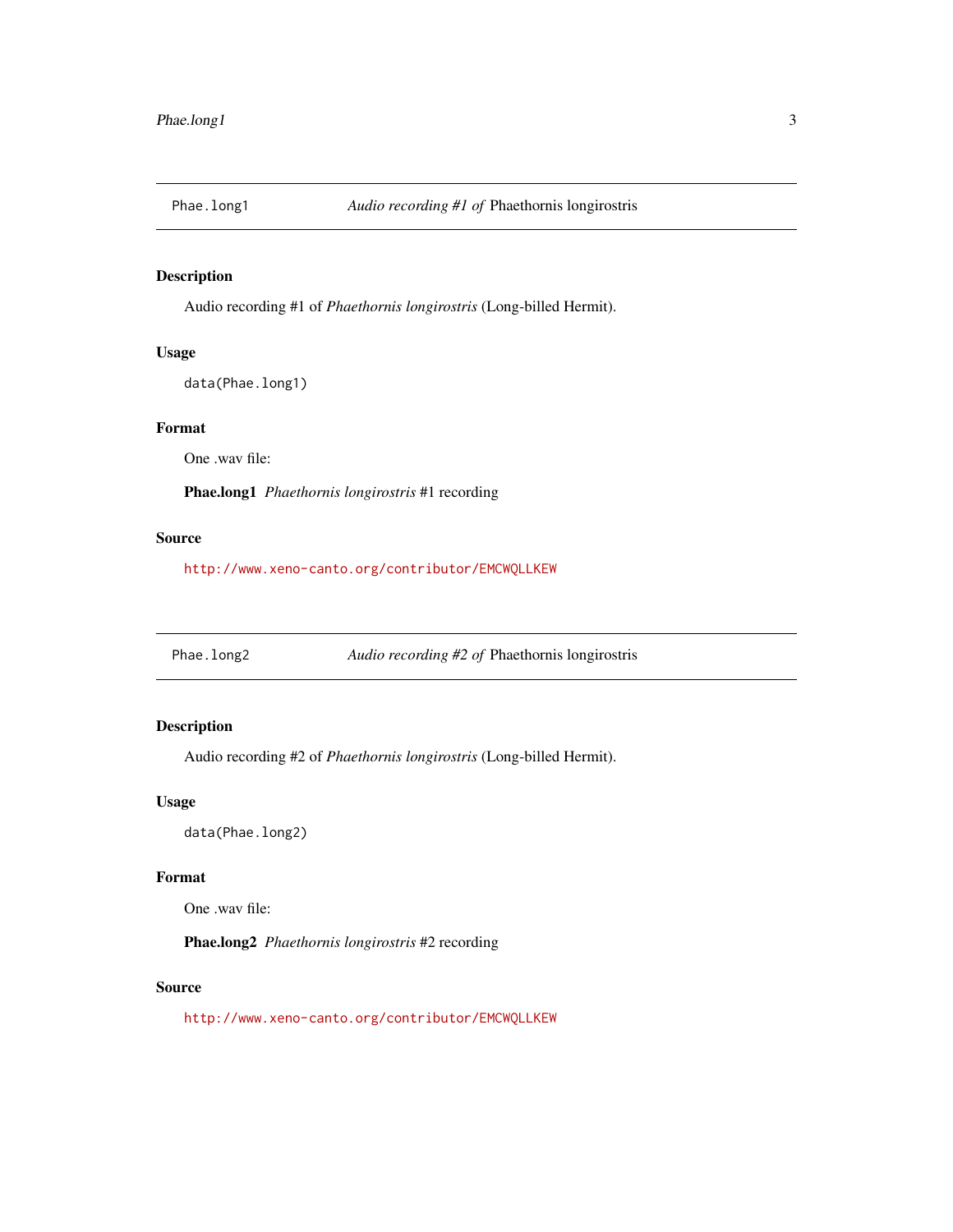## Phae.long1 — *Audio recording #1 of* Phaethornis longirostris

### Description

Audio recording #1 of *Phaethornis longirostris* (Long-billed Hermit).

### Usage

```
data(Phae.long1)
```

### Format

One .wav file:

**Phae.long1** *Phaethornis longirostris* #1 recording

### Source

http://www.xeno-canto.org/contributor/EMCWQLLKEW

## Phae.long2 — *Audio recording #2 of* Phaethornis longirostris

### Description

Audio recording #2 of *Phaethornis longirostris* (Long-billed Hermit).

### Usage

```
data(Phae.long2)
```

### Format

One .wav file:

**Phae.long2** *Phaethornis longirostris* #2 recording

### Source

http://www.xeno-canto.org/contributor/EMCWQLLKEW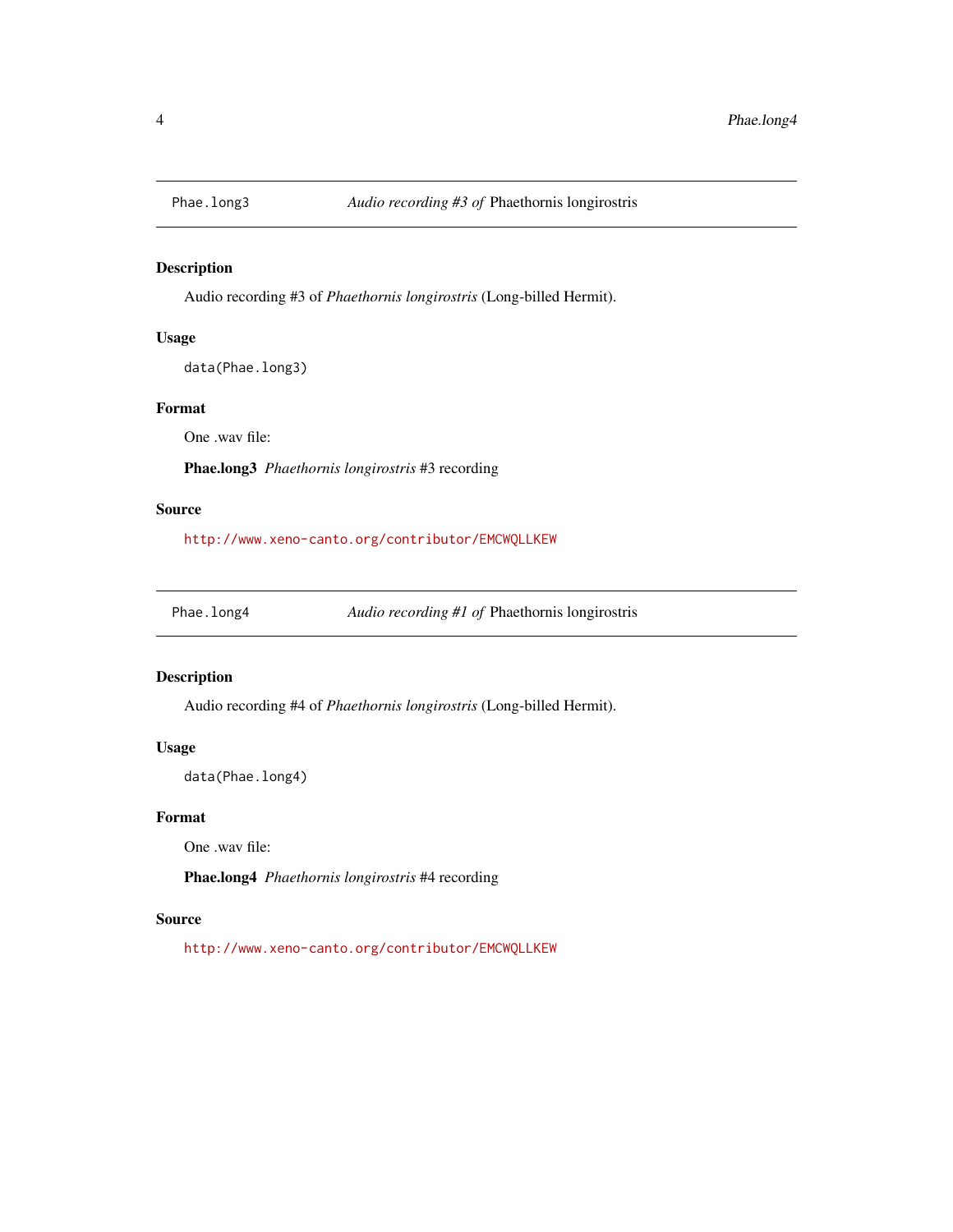## Phae.long3 — *Audio recording #3 of* Phaethornis longirostris

### Description

Audio recording #3 of *Phaethornis longirostris* (Long-billed Hermit).

### Usage

```
data(Phae.long3)
```

### Format

One .wav file:

**Phae.long3** *Phaethornis longirostris* #3 recording

### Source

http://www.xeno-canto.org/contributor/EMCWQLLKEW

## Phae.long4 — *Audio recording #1 of* Phaethornis longirostris

### Description

Audio recording #4 of *Phaethornis longirostris* (Long-billed Hermit).

### Usage

```
data(Phae.long4)
```

### Format

One .wav file:

**Phae.long4** *Phaethornis longirostris* #4 recording

### Source

http://www.xeno-canto.org/contributor/EMCWQLLKEW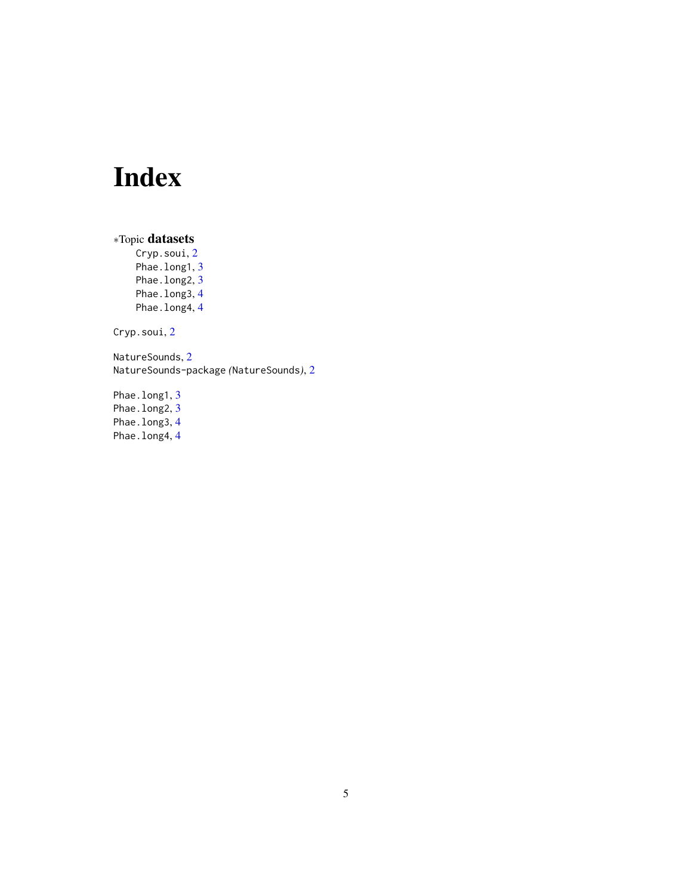# Index

*Topic **datasets**

    Cryp.soui, 2
    Phae.long1, 3
    Phae.long2, 3
    Phae.long3, 4
    Phae.long4, 4

Cryp.soui, 2

NatureSounds, 2
NatureSounds-package *(*NatureSounds*)*, 2

Phae.long1, 3
Phae.long2, 3
Phae.long3, 4
Phae.long4, 4